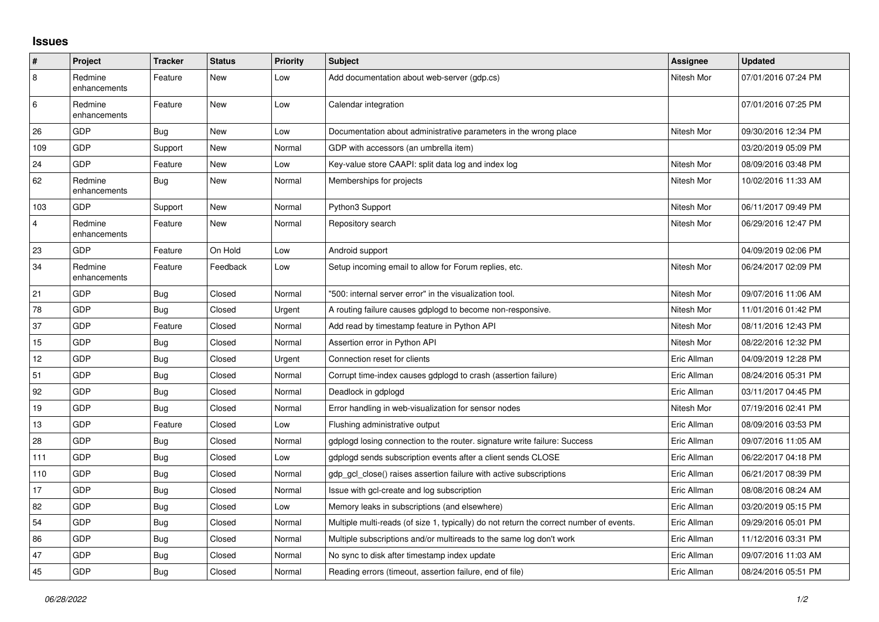# Issues

| # | Project | Tracker | Status | Priority | Subject | Assignee | Updated |
|---|---|---|---|---|---|---|---|
| 8 | Redmine enhancements | Feature | New | Low | Add documentation about web-server (gdp.cs) | Nitesh Mor | 07/01/2016 07:24 PM |
| 6 | Redmine enhancements | Feature | New | Low | Calendar integration | | 07/01/2016 07:25 PM |
| 26 | GDP | Bug | New | Low | Documentation about administrative parameters in the wrong place | Nitesh Mor | 09/30/2016 12:34 PM |
| 109 | GDP | Support | New | Normal | GDP with accessors (an umbrella item) | | 03/20/2019 05:09 PM |
| 24 | GDP | Feature | New | Low | Key-value store CAAPI: split data log and index log | Nitesh Mor | 08/09/2016 03:48 PM |
| 62 | Redmine enhancements | Bug | New | Normal | Memberships for projects | Nitesh Mor | 10/02/2016 11:33 AM |
| 103 | GDP | Support | New | Normal | Python3 Support | Nitesh Mor | 06/11/2017 09:49 PM |
| 4 | Redmine enhancements | Feature | New | Normal | Repository search | Nitesh Mor | 06/29/2016 12:47 PM |
| 23 | GDP | Feature | On Hold | Low | Android support | | 04/09/2019 02:06 PM |
| 34 | Redmine enhancements | Feature | Feedback | Low | Setup incoming email to allow for Forum replies, etc. | Nitesh Mor | 06/24/2017 02:09 PM |
| 21 | GDP | Bug | Closed | Normal | "500: internal server error" in the visualization tool. | Nitesh Mor | 09/07/2016 11:06 AM |
| 78 | GDP | Bug | Closed | Urgent | A routing failure causes gdplogd to become non-responsive. | Nitesh Mor | 11/01/2016 01:42 PM |
| 37 | GDP | Feature | Closed | Normal | Add read by timestamp feature in Python API | Nitesh Mor | 08/11/2016 12:43 PM |
| 15 | GDP | Bug | Closed | Normal | Assertion error in Python API | Nitesh Mor | 08/22/2016 12:32 PM |
| 12 | GDP | Bug | Closed | Urgent | Connection reset for clients | Eric Allman | 04/09/2019 12:28 PM |
| 51 | GDP | Bug | Closed | Normal | Corrupt time-index causes gdplogd to crash (assertion failure) | Eric Allman | 08/24/2016 05:31 PM |
| 92 | GDP | Bug | Closed | Normal | Deadlock in gdplogd | Eric Allman | 03/11/2017 04:45 PM |
| 19 | GDP | Bug | Closed | Normal | Error handling in web-visualization for sensor nodes | Nitesh Mor | 07/19/2016 02:41 PM |
| 13 | GDP | Feature | Closed | Low | Flushing administrative output | Eric Allman | 08/09/2016 03:53 PM |
| 28 | GDP | Bug | Closed | Normal | gdplogd losing connection to the router. signature write failure: Success | Eric Allman | 09/07/2016 11:05 AM |
| 111 | GDP | Bug | Closed | Low | gdplogd sends subscription events after a client sends CLOSE | Eric Allman | 06/22/2017 04:18 PM |
| 110 | GDP | Bug | Closed | Normal | gdp_gcl_close() raises assertion failure with active subscriptions | Eric Allman | 06/21/2017 08:39 PM |
| 17 | GDP | Bug | Closed | Normal | Issue with gcl-create and log subscription | Eric Allman | 08/08/2016 08:24 AM |
| 82 | GDP | Bug | Closed | Low | Memory leaks in subscriptions (and elsewhere) | Eric Allman | 03/20/2019 05:15 PM |
| 54 | GDP | Bug | Closed | Normal | Multiple multi-reads (of size 1, typically) do not return the correct number of events. | Eric Allman | 09/29/2016 05:01 PM |
| 86 | GDP | Bug | Closed | Normal | Multiple subscriptions and/or multireads to the same log don't work | Eric Allman | 11/12/2016 03:31 PM |
| 47 | GDP | Bug | Closed | Normal | No sync to disk after timestamp index update | Eric Allman | 09/07/2016 11:03 AM |
| 45 | GDP | Bug | Closed | Normal | Reading errors (timeout, assertion failure, end of file) | Eric Allman | 08/24/2016 05:51 PM |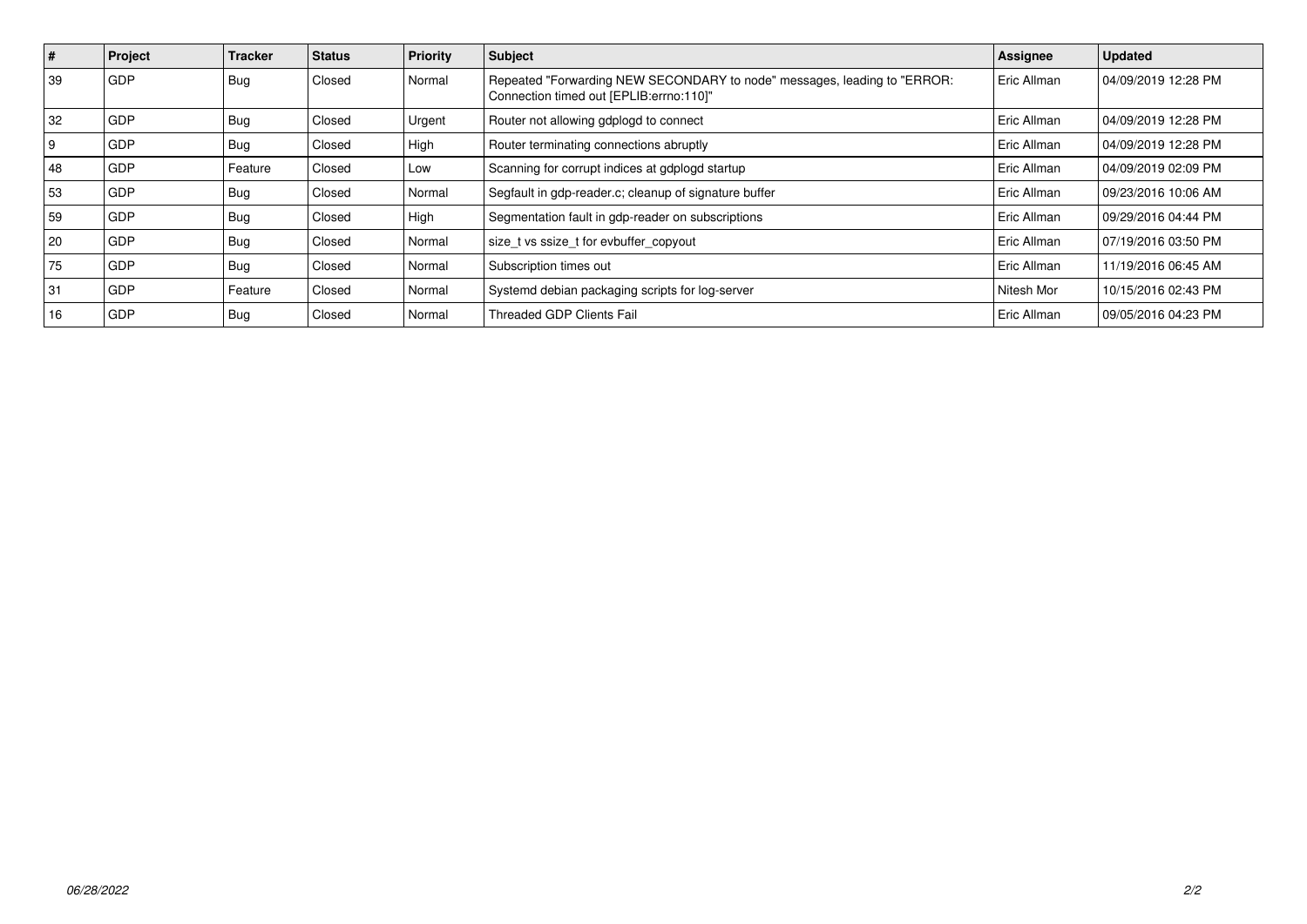| # | Project | Tracker | Status | Priority | Subject | Assignee | Updated |
|---|---|---|---|---|---|---|---|
| 39 | GDP | Bug | Closed | Normal | Repeated "Forwarding NEW SECONDARY to node" messages, leading to "ERROR: Connection timed out [EPLIB:errno:110]" | Eric Allman | 04/09/2019 12:28 PM |
| 32 | GDP | Bug | Closed | Urgent | Router not allowing gdplogd to connect | Eric Allman | 04/09/2019 12:28 PM |
| 9 | GDP | Bug | Closed | High | Router terminating connections abruptly | Eric Allman | 04/09/2019 12:28 PM |
| 48 | GDP | Feature | Closed | Low | Scanning for corrupt indices at gdplogd startup | Eric Allman | 04/09/2019 02:09 PM |
| 53 | GDP | Bug | Closed | Normal | Segfault in gdp-reader.c; cleanup of signature buffer | Eric Allman | 09/23/2016 10:06 AM |
| 59 | GDP | Bug | Closed | High | Segmentation fault in gdp-reader on subscriptions | Eric Allman | 09/29/2016 04:44 PM |
| 20 | GDP | Bug | Closed | Normal | size_t vs ssize_t for evbuffer_copyout | Eric Allman | 07/19/2016 03:50 PM |
| 75 | GDP | Bug | Closed | Normal | Subscription times out | Eric Allman | 11/19/2016 06:45 AM |
| 31 | GDP | Feature | Closed | Normal | Systemd debian packaging scripts for log-server | Nitesh Mor | 10/15/2016 02:43 PM |
| 16 | GDP | Bug | Closed | Normal | Threaded GDP Clients Fail | Eric Allman | 09/05/2016 04:23 PM |